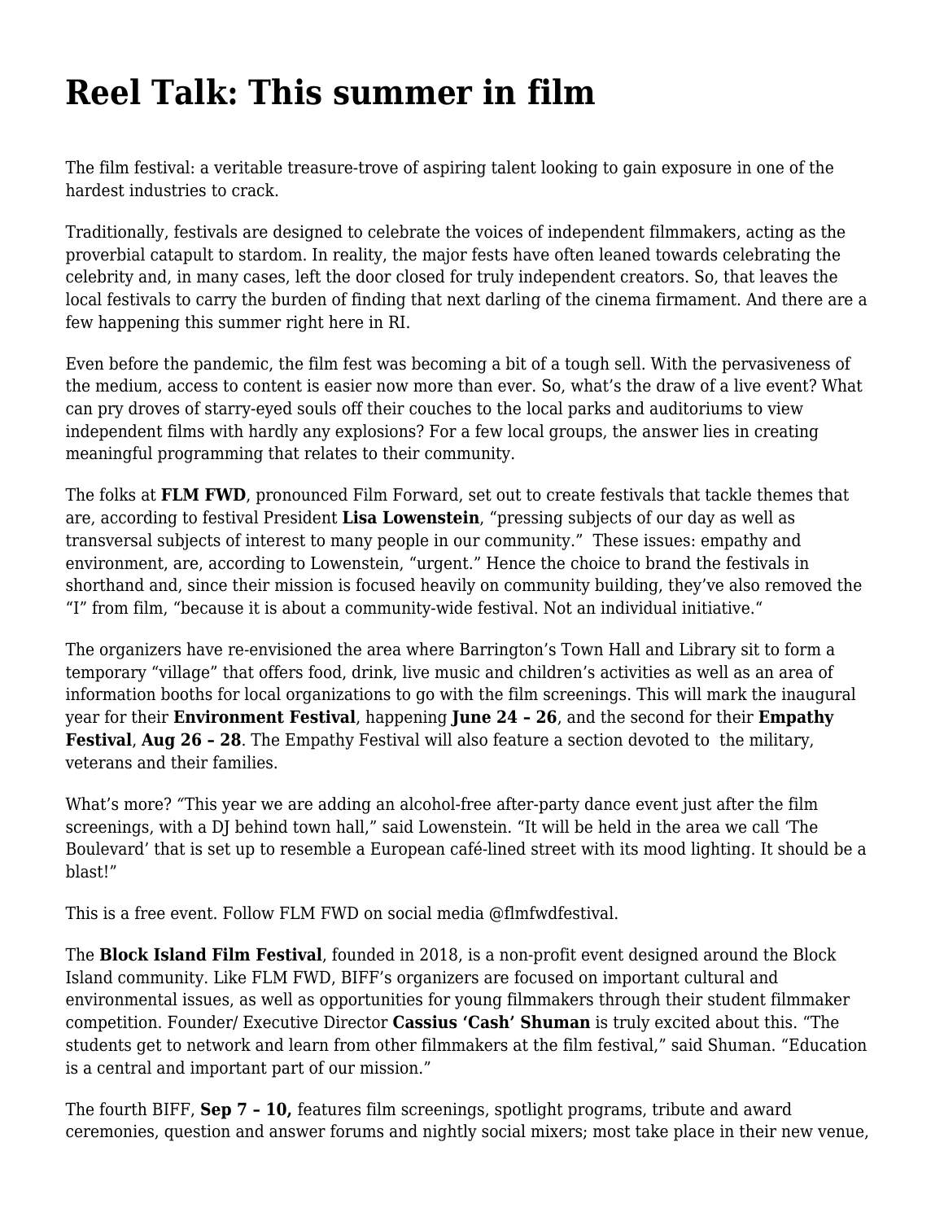# Reel Talk: This summer in film

The film festival: a veritable treasure-trove of aspiring talent looking to gain exposure in one of the hardest industries to crack.

Traditionally, festivals are designed to celebrate the voices of independent filmmakers, acting as the proverbial catapult to stardom. In reality, the major fests have often leaned towards celebrating the celebrity and, in many cases, left the door closed for truly independent creators. So, that leaves the local festivals to carry the burden of finding that next darling of the cinema firmament. And there are a few happening this summer right here in RI.

Even before the pandemic, the film fest was becoming a bit of a tough sell. With the pervasiveness of the medium, access to content is easier now more than ever. So, what's the draw of a live event? What can pry droves of starry-eyed souls off their couches to the local parks and auditoriums to view independent films with hardly any explosions? For a few local groups, the answer lies in creating meaningful programming that relates to their community.

The folks at **FLM FWD**, pronounced Film Forward, set out to create festivals that tackle themes that are, according to festival President **Lisa Lowenstein**, "pressing subjects of our day as well as transversal subjects of interest to many people in our community." These issues: empathy and environment, are, according to Lowenstein, "urgent." Hence the choice to brand the festivals in shorthand and, since their mission is focused heavily on community building, they've also removed the "I" from film, "because it is about a community-wide festival. Not an individual initiative."

The organizers have re-envisioned the area where Barrington's Town Hall and Library sit to form a temporary "village" that offers food, drink, live music and children's activities as well as an area of information booths for local organizations to go with the film screenings. This will mark the inaugural year for their **Environment Festival**, happening **June 24 – 26**, and the second for their **Empathy Festival**, **Aug 26 – 28**. The Empathy Festival will also feature a section devoted to the military, veterans and their families.

What's more? "This year we are adding an alcohol-free after-party dance event just after the film screenings, with a DJ behind town hall," said Lowenstein. "It will be held in the area we call 'The Boulevard' that is set up to resemble a European café-lined street with its mood lighting. It should be a blast!"

This is a free event. Follow FLM FWD on social media @flmfwdfestival.

The **Block Island Film Festival**, founded in 2018, is a non-profit event designed around the Block Island community. Like FLM FWD, BIFF's organizers are focused on important cultural and environmental issues, as well as opportunities for young filmmakers through their student filmmaker competition. Founder/ Executive Director **Cassius 'Cash' Shuman** is truly excited about this. "The students get to network and learn from other filmmakers at the film festival," said Shuman. "Education is a central and important part of our mission."

The fourth BIFF, **Sep 7 – 10,** features film screenings, spotlight programs, tribute and award ceremonies, question and answer forums and nightly social mixers; most take place in their new venue,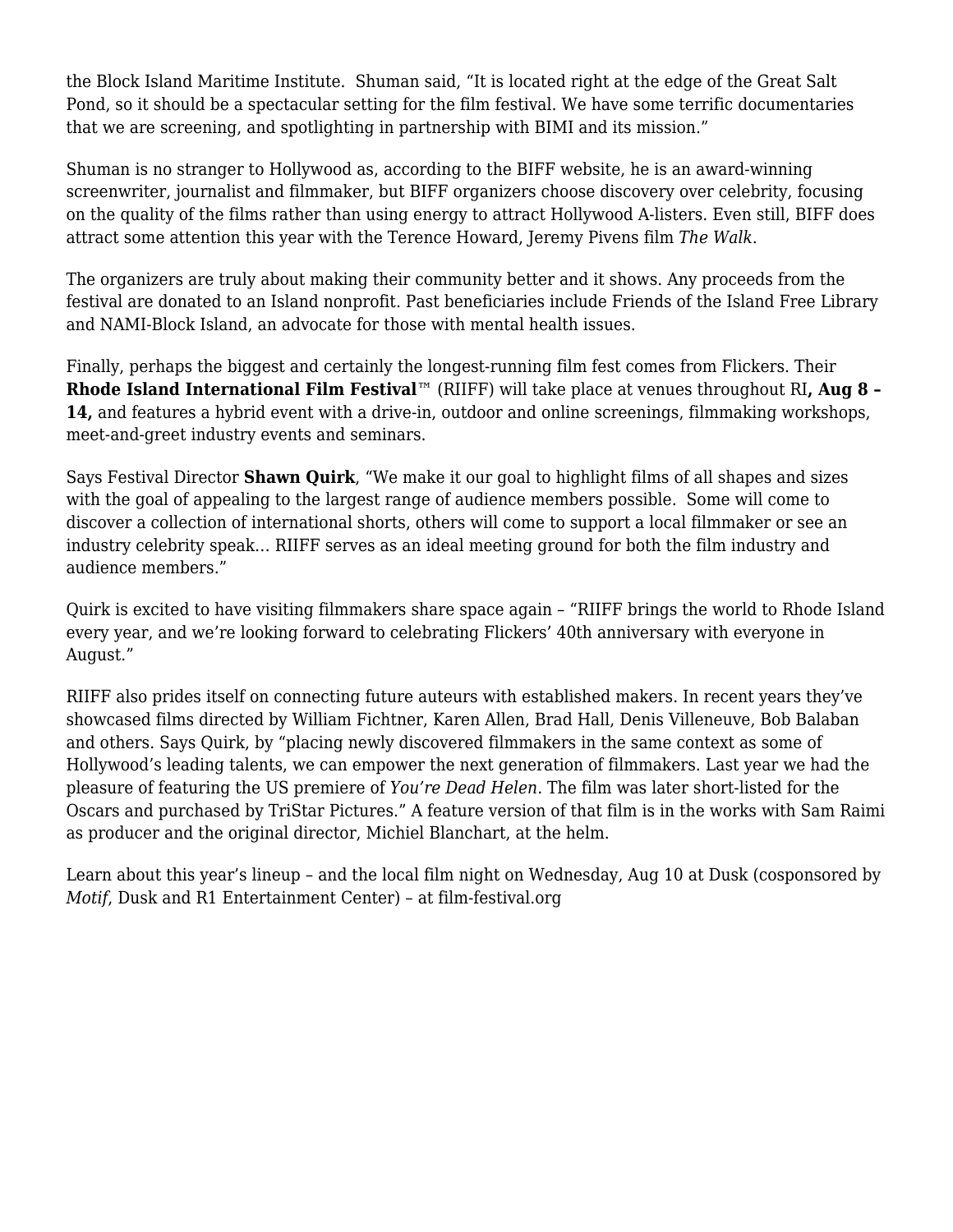the Block Island Maritime Institute.  Shuman said, "It is located right at the edge of the Great Salt Pond, so it should be a spectacular setting for the film festival. We have some terrific documentaries that we are screening, and spotlighting in partnership with BIMI and its mission."

Shuman is no stranger to Hollywood as, according to the BIFF website, he is an award-winning screenwriter, journalist and filmmaker, but BIFF organizers choose discovery over celebrity, focusing on the quality of the films rather than using energy to attract Hollywood A-listers. Even still, BIFF does attract some attention this year with the Terence Howard, Jeremy Pivens film *The Walk*.

The organizers are truly about making their community better and it shows. Any proceeds from the festival are donated to an Island nonprofit. Past beneficiaries include Friends of the Island Free Library and NAMI-Block Island, an advocate for those with mental health issues.

Finally, perhaps the biggest and certainly the longest-running film fest comes from Flickers. Their **Rhode Island International Film Festival**™ (RIIFF) will take place at venues throughout RI**, Aug 8 – 14,** and features a hybrid event with a drive-in, outdoor and online screenings, filmmaking workshops, meet-and-greet industry events and seminars.

Says Festival Director **Shawn Quirk**, "We make it our goal to highlight films of all shapes and sizes with the goal of appealing to the largest range of audience members possible.  Some will come to discover a collection of international shorts, others will come to support a local filmmaker or see an industry celebrity speak… RIIFF serves as an ideal meeting ground for both the film industry and audience members."

Quirk is excited to have visiting filmmakers share space again – "RIIFF brings the world to Rhode Island every year, and we're looking forward to celebrating Flickers' 40th anniversary with everyone in August."

RIIFF also prides itself on connecting future auteurs with established makers. In recent years they've showcased films directed by William Fichtner, Karen Allen, Brad Hall, Denis Villeneuve, Bob Balaban and others. Says Quirk, by "placing newly discovered filmmakers in the same context as some of Hollywood's leading talents, we can empower the next generation of filmmakers. Last year we had the pleasure of featuring the US premiere of *You're Dead Helen*. The film was later short-listed for the Oscars and purchased by TriStar Pictures." A feature version of that film is in the works with Sam Raimi as producer and the original director, Michiel Blanchart, at the helm.

Learn about this year's lineup – and the local film night on Wednesday, Aug 10 at Dusk (cosponsored by *Motif*, Dusk and R1 Entertainment Center) – at film-festival.org